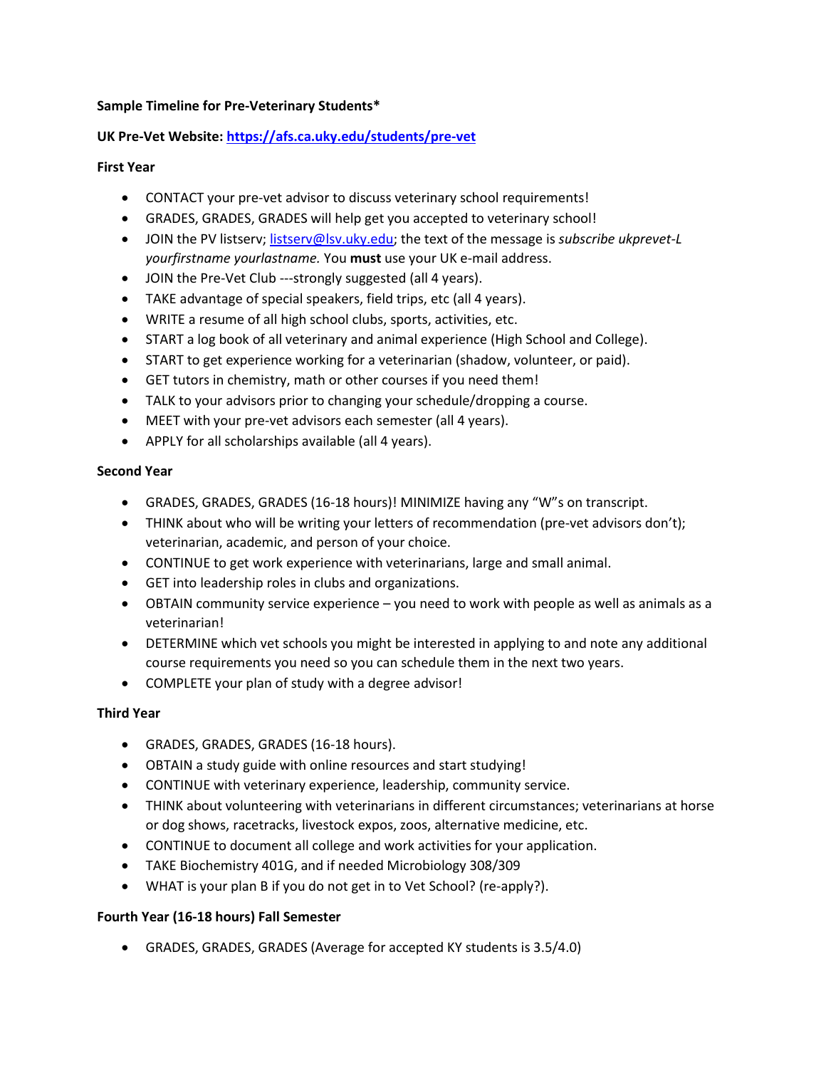**Sample Timeline for Pre-Veterinary Students***

**UK Pre-Vet Website: [https://afs.ca.uky.edu/students/pre-vet](https://afs.ca.uky.edu/students/pre-vet)**

**First Year**

- CONTACT your pre-vet advisor to discuss veterinary school requirements!
- GRADES, GRADES, GRADES will help get you accepted to veterinary school!
- JOIN the PV listserv; [listserv@lsv.uky.edu](mailto:listserv@lsv.uky.edu); the text of the message is *subscribe ukprevet-L yourfirstname yourlastname.* You **must** use your UK e-mail address.
- JOIN the Pre-Vet Club ---strongly suggested (all 4 years).
- TAKE advantage of special speakers, field trips, etc (all 4 years).
- WRITE a resume of all high school clubs, sports, activities, etc.
- START a log book of all veterinary and animal experience (High School and College).
- START to get experience working for a veterinarian (shadow, volunteer, or paid).
- GET tutors in chemistry, math or other courses if you need them!
- TALK to your advisors prior to changing your schedule/dropping a course.
- MEET with your pre-vet advisors each semester (all 4 years).
- APPLY for all scholarships available (all 4 years).

**Second Year**

- GRADES, GRADES, GRADES (16-18 hours)! MINIMIZE having any "W"s on transcript.
- THINK about who will be writing your letters of recommendation (pre-vet advisors don't); veterinarian, academic, and person of your choice.
- CONTINUE to get work experience with veterinarians, large and small animal.
- GET into leadership roles in clubs and organizations.
- OBTAIN community service experience – you need to work with people as well as animals as a veterinarian!
- DETERMINE which vet schools you might be interested in applying to and note any additional course requirements you need so you can schedule them in the next two years.
- COMPLETE your plan of study with a degree advisor!

**Third Year**

- GRADES, GRADES, GRADES (16-18 hours).
- OBTAIN a study guide with online resources and start studying!
- CONTINUE with veterinary experience, leadership, community service.
- THINK about volunteering with veterinarians in different circumstances; veterinarians at horse or dog shows, racetracks, livestock expos, zoos, alternative medicine, etc.
- CONTINUE to document all college and work activities for your application.
- TAKE Biochemistry 401G, and if needed Microbiology 308/309
- WHAT is your plan B if you do not get in to Vet School? (re-apply?).

**Fourth Year (16-18 hours) Fall Semester**

- GRADES, GRADES, GRADES (Average for accepted KY students is 3.5/4.0)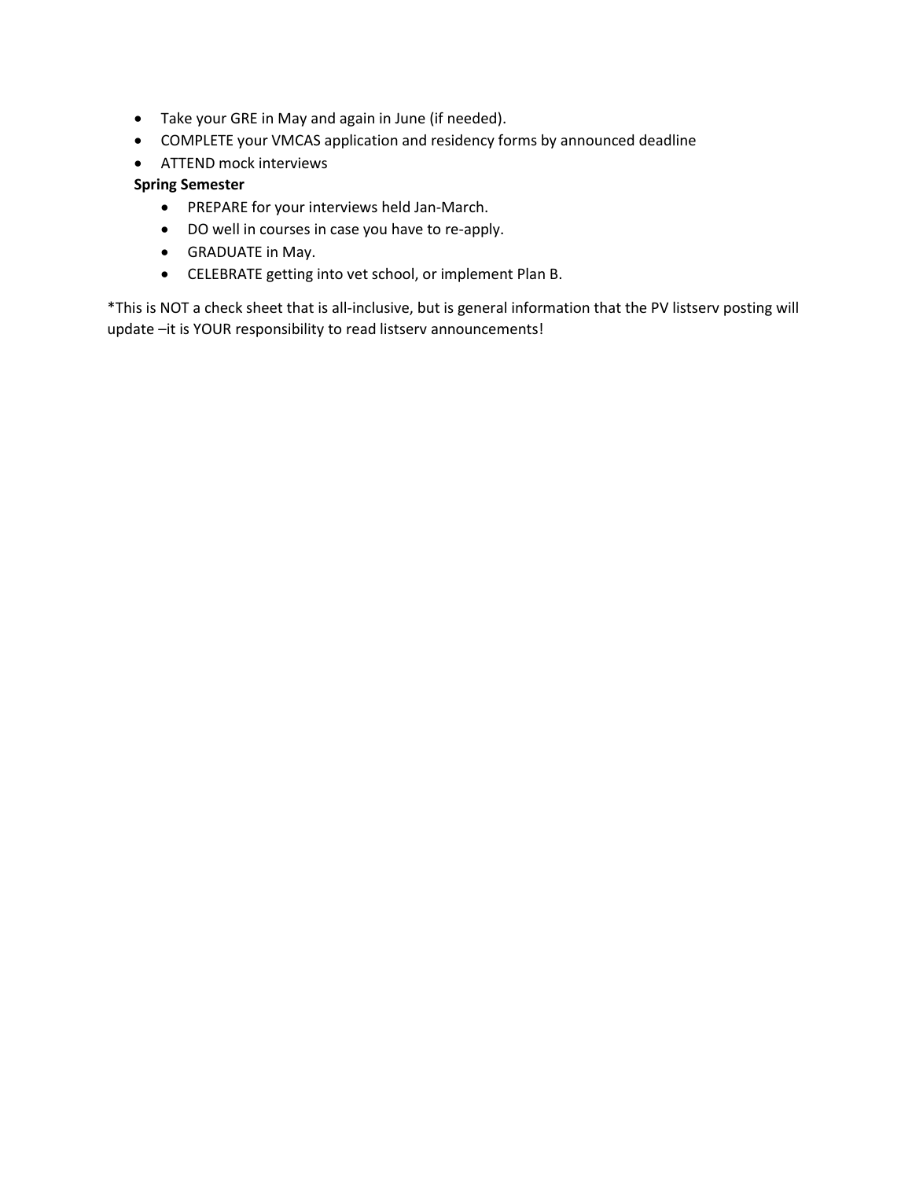- Take your GRE in May and again in June (if needed).
- COMPLETE your VMCAS application and residency forms by announced deadline
- ATTEND mock interviews

**Spring Semester**

- PREPARE for your interviews held Jan-March.
- DO well in courses in case you have to re-apply.
- GRADUATE in May.
- CELEBRATE getting into vet school, or implement Plan B.

*This is NOT a check sheet that is all-inclusive, but is general information that the PV listserv posting will update –it is YOUR responsibility to read listserv announcements!